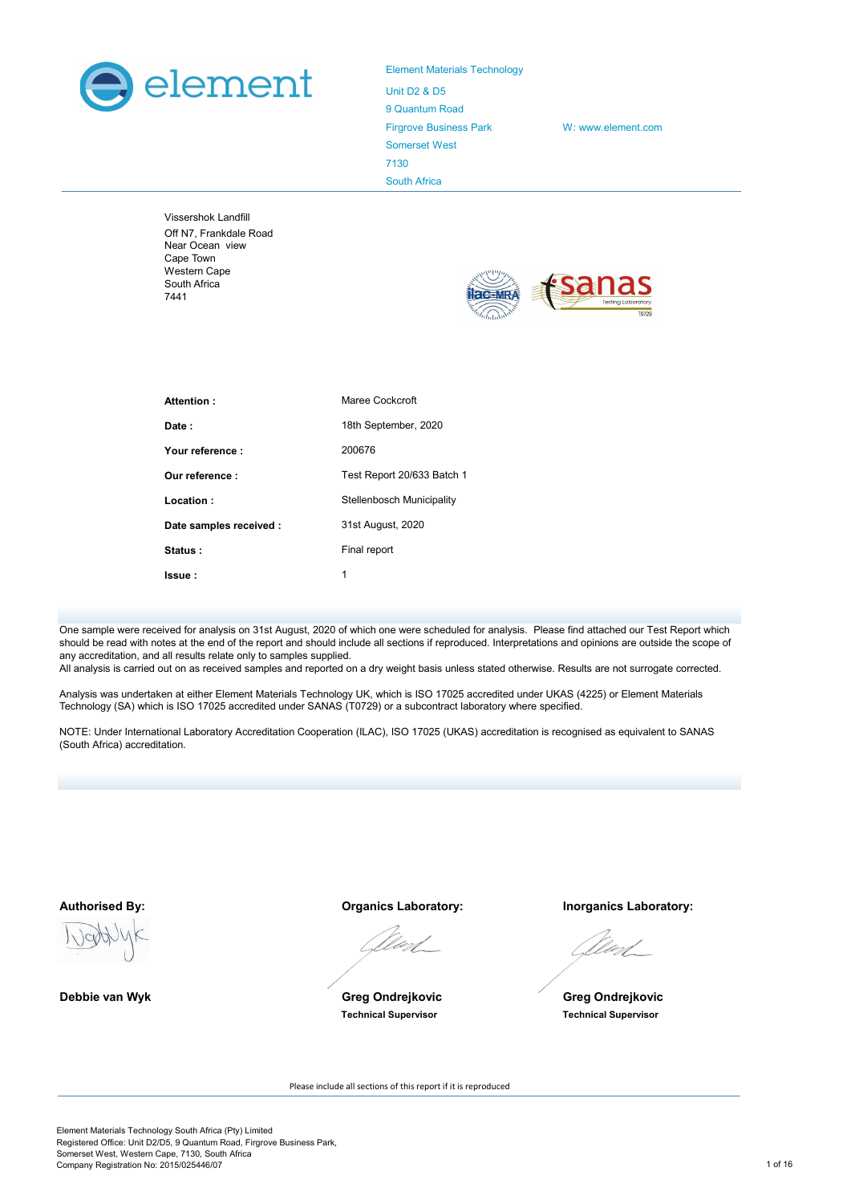element

Element Materials Technology
Unit D2 & D5
9 Quantum Road
Firgrove Business Park
Somerset West
7130
South Africa

W: www.element.com

Vissershok Landfill
Off N7, Frankdale Road
Near Ocean view
Cape Town
Western Cape
South Africa
7441

| | |
|---|---|
| **Attention :** | Maree Cockcroft |
| **Date :** | 18th September, 2020 |
| **Your reference :** | 200676 |
| **Our reference :** | Test Report 20/633 Batch 1 |
| **Location :** | Stellenbosch Municipality |
| **Date samples received :** | 31st August, 2020 |
| **Status :** | Final report |
| **Issue :** | 1 |

One sample were received for analysis on 31st August, 2020 of which one were scheduled for analysis. Please find attached our Test Report which should be read with notes at the end of the report and should include all sections if reproduced. Interpretations and opinions are outside the scope of any accreditation, and all results relate only to samples supplied.
All analysis is carried out on as received samples and reported on a dry weight basis unless stated otherwise. Results are not surrogate corrected.

Analysis was undertaken at either Element Materials Technology UK, which is ISO 17025 accredited under UKAS (4225) or Element Materials Technology (SA) which is ISO 17025 accredited under SANAS (T0729) or a subcontract laboratory where specified.

NOTE: Under International Laboratory Accreditation Cooperation (ILAC), ISO 17025 (UKAS) accreditation is recognised as equivalent to SANAS (South Africa) accreditation.

**Authorised By:**

**Debbie van Wyk**

**Organics Laboratory:**

**Greg Ondrejkovic**
**Technical Supervisor**

**Inorganics Laboratory:**

**Greg Ondrejkovic**
**Technical Supervisor**

Please include all sections of this report if it is reproduced

Element Materials Technology South Africa (Pty) Limited
Registered Office: Unit D2/D5, 9 Quantum Road, Firgrove Business Park,
Somerset West, Western Cape, 7130, South Africa
Company Registration No: 2015/025446/07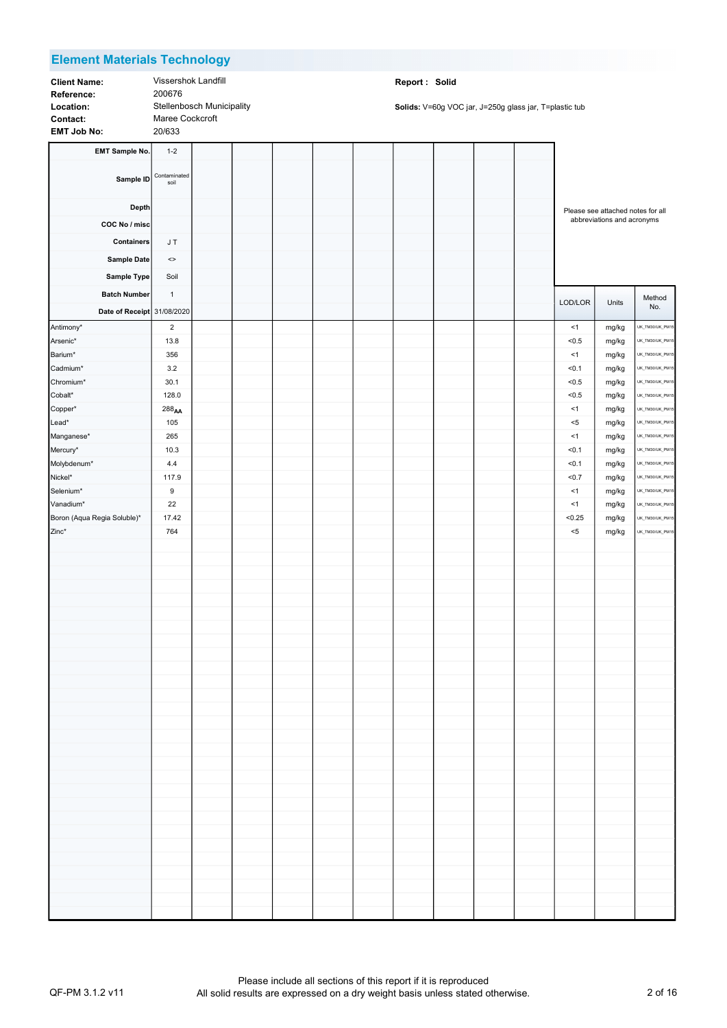## Element Materials Technology

**Client Name:** Vissershok Landfill
**Reference:** 200676
**Location:** Stellenbosch Municipality
**Contact:** Maree Cockcroft
**EMT Job No:** 20/633

**Report :** Solid

**Solids:** V=60g VOC jar, J=250g glass jar, T=plastic tub

| EMT Sample No. | 1-2 | | | | | | | | | | | |
|---|---|---|---|---|---|---|---|---|---|---|---|---|
| Sample ID | Contaminated soil | | | | | | | | | | | |
| Depth | | | | | | | | | | Please see attached notes for all abbreviations and acronyms | | |
| COC No / misc | | | | | | | | | | | | |
| Containers | J T | | | | | | | | | | | |
| Sample Date | <> | | | | | | | | | | | |
| Sample Type | Soil | | | | | | | | | | | |
| Batch Number | 1 | | | | | | | | | LOD/LOR | Units | Method No. |
| Date of Receipt | 31/08/2020 | | | | | | | | | | | |
| Antimony* | 2 | | | | | | | | | <1 | mg/kg | UK_TM30/UK_PM15 |
| Arsenic* | 13.8 | | | | | | | | | <0.5 | mg/kg | UK_TM30/UK_PM15 |
| Barium* | 356 | | | | | | | | | <1 | mg/kg | UK_TM30/UK_PM15 |
| Cadmium* | 3.2 | | | | | | | | | <0.1 | mg/kg | UK_TM30/UK_PM15 |
| Chromium* | 30.1 | | | | | | | | | <0.5 | mg/kg | UK_TM30/UK_PM15 |
| Cobalt* | 128.0 | | | | | | | | | <0.5 | mg/kg | UK_TM30/UK_PM15 |
| Copper* | 288 AA | | | | | | | | | <1 | mg/kg | UK_TM30/UK_PM15 |
| Lead* | 105 | | | | | | | | | <5 | mg/kg | UK_TM30/UK_PM15 |
| Manganese* | 265 | | | | | | | | | <1 | mg/kg | UK_TM30/UK_PM15 |
| Mercury* | 10.3 | | | | | | | | | <0.1 | mg/kg | UK_TM30/UK_PM15 |
| Molybdenum* | 4.4 | | | | | | | | | <0.1 | mg/kg | UK_TM30/UK_PM15 |
| Nickel* | 117.9 | | | | | | | | | <0.7 | mg/kg | UK_TM30/UK_PM15 |
| Selenium* | 9 | | | | | | | | | <1 | mg/kg | UK_TM30/UK_PM15 |
| Vanadium* | 22 | | | | | | | | | <1 | mg/kg | UK_TM30/UK_PM15 |
| Boron (Aqua Regia Soluble)* | 17.42 | | | | | | | | | <0.25 | mg/kg | UK_TM30/UK_PM15 |
| Zinc* | 764 | | | | | | | | | <5 | mg/kg | UK_TM30/UK_PM15 |

QF-PM 3.1.2 v11

Please include all sections of this report if it is reproduced
All solid results are expressed on a dry weight basis unless stated otherwise.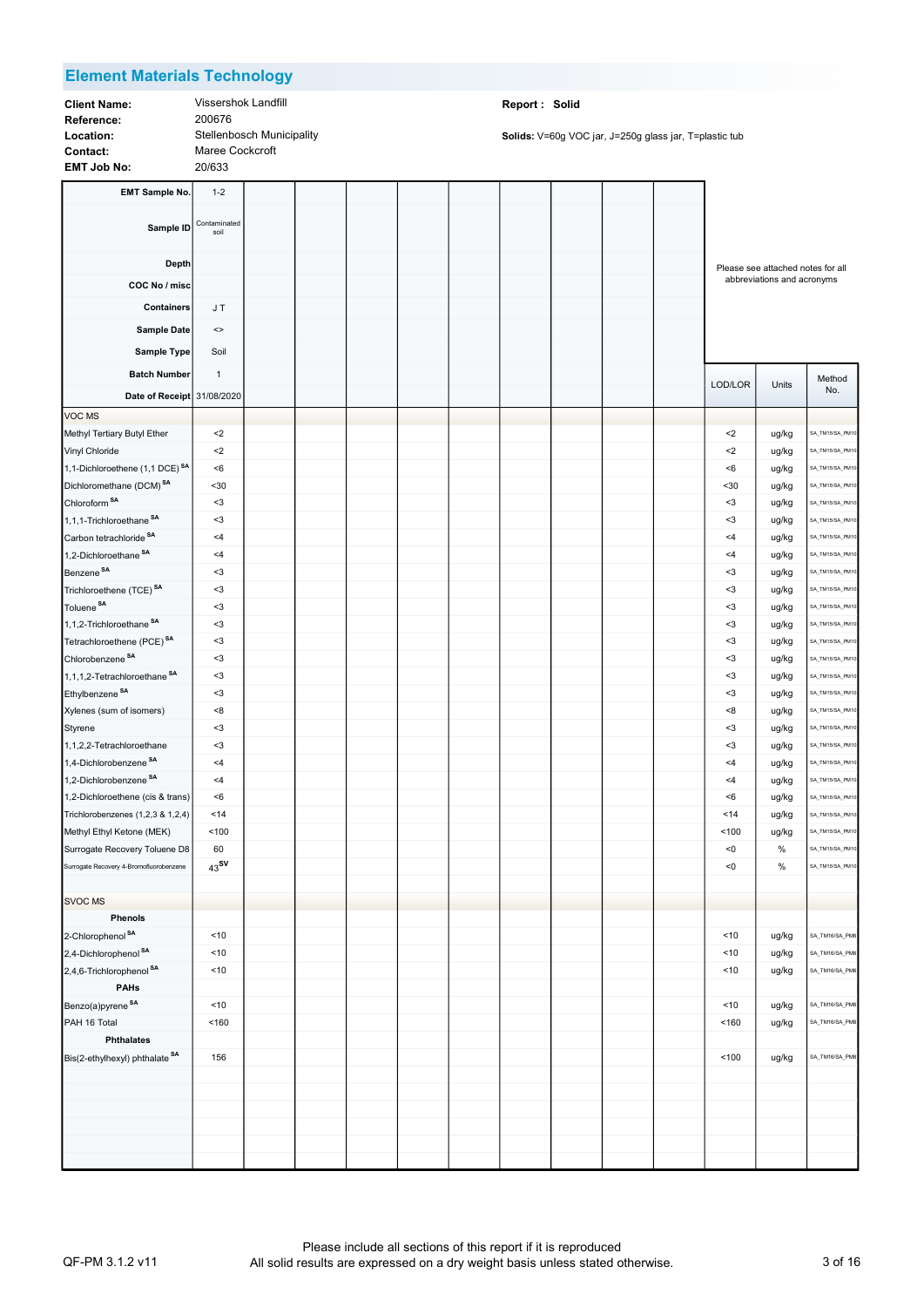## Element Materials Technology

**Client Name:** Vissershok Landfill
**Reference:** 200676
**Location:** Stellenbosch Municipality
**Contact:** Maree Cockcroft
**EMT Job No:** 20/633

**Report :** Solid

**Solids:** V=60g VOC jar, J=250g glass jar, T=plastic tub

Please see attached notes for all abbreviations and acronyms

| EMT Sample No. | 1-2 | LOD/LOR | Units | Method No. |
|---|---|---|---|---|
| Sample ID | Contaminated soil | | | |
| Depth | | | | |
| COC No / misc | | | | |
| Containers | J T | | | |
| Sample Date | <> | | | |
| Sample Type | Soil | | | |
| Batch Number | 1 | | | |
| Date of Receipt | 31/08/2020 | | | |
| **VOC MS** | | | | |
| Methyl Tertiary Butyl Ether | <2 | <2 | ug/kg | SA_TM15/SA_PM10 |
| Vinyl Chloride | <2 | <2 | ug/kg | SA_TM15/SA_PM10 |
| 1,1-Dichloroethene (1,1 DCE) [SA] | <6 | <6 | ug/kg | SA_TM15/SA_PM10 |
| Dichloromethane (DCM) [SA] | <30 | <30 | ug/kg | SA_TM15/SA_PM10 |
| Chloroform [SA] | <3 | <3 | ug/kg | SA_TM15/SA_PM10 |
| 1,1,1-Trichloroethane [SA] | <3 | <3 | ug/kg | SA_TM15/SA_PM10 |
| Carbon tetrachloride [SA] | <4 | <4 | ug/kg | SA_TM15/SA_PM10 |
| 1,2-Dichloroethane [SA] | <4 | <4 | ug/kg | SA_TM15/SA_PM10 |
| Benzene [SA] | <3 | <3 | ug/kg | SA_TM15/SA_PM10 |
| Trichloroethene (TCE) [SA] | <3 | <3 | ug/kg | SA_TM15/SA_PM10 |
| Toluene [SA] | <3 | <3 | ug/kg | SA_TM15/SA_PM10 |
| 1,1,2-Trichloroethane [SA] | <3 | <3 | ug/kg | SA_TM15/SA_PM10 |
| Tetrachloroethene (PCE) [SA] | <3 | <3 | ug/kg | SA_TM15/SA_PM10 |
| Chlorobenzene [SA] | <3 | <3 | ug/kg | SA_TM15/SA_PM10 |
| 1,1,1,2-Tetrachloroethane [SA] | <3 | <3 | ug/kg | SA_TM15/SA_PM10 |
| Ethylbenzene [SA] | <3 | <3 | ug/kg | SA_TM15/SA_PM10 |
| Xylenes (sum of isomers) | <8 | <8 | ug/kg | SA_TM15/SA_PM10 |
| Styrene | <3 | <3 | ug/kg | SA_TM15/SA_PM10 |
| 1,1,2,2-Tetrachloroethane | <3 | <3 | ug/kg | SA_TM15/SA_PM10 |
| 1,4-Dichlorobenzene [SA] | <4 | <4 | ug/kg | SA_TM15/SA_PM10 |
| 1,2-Dichlorobenzene [SA] | <4 | <4 | ug/kg | SA_TM15/SA_PM10 |
| 1,2-Dichloroethene (cis & trans) | <6 | <6 | ug/kg | SA_TM15/SA_PM10 |
| Trichlorobenzenes (1,2,3 & 1,2,4) | <14 | <14 | ug/kg | SA_TM15/SA_PM10 |
| Methyl Ethyl Ketone (MEK) | <100 | <100 | ug/kg | SA_TM15/SA_PM10 |
| Surrogate Recovery Toluene D8 | 60 | <0 | % | SA_TM15/SA_PM10 |
| Surrogate Recovery 4-Bromofluorobenzene | 43 [SV] | <0 | % | SA_TM15/SA_PM10 |
| **SVOC MS** | | | | |
| **Phenols** | | | | |
| 2-Chlorophenol [SA] | <10 | <10 | ug/kg | SA_TM16/SA_PM8 |
| 2,4-Dichlorophenol [SA] | <10 | <10 | ug/kg | SA_TM16/SA_PM8 |
| 2,4,6-Trichlorophenol [SA] | <10 | <10 | ug/kg | SA_TM16/SA_PM8 |
| **PAHs** | | | | |
| Benzo(a)pyrene [SA] | <10 | <10 | ug/kg | SA_TM16/SA_PM8 |
| PAH 16 Total | <160 | <160 | ug/kg | SA_TM16/SA_PM8 |
| **Phthalates** | | | | |
| Bis(2-ethylhexyl) phthalate [SA] | 156 | <100 | ug/kg | SA_TM16/SA_PM8 |

QF-PM 3.1.2 v11

Please include all sections of this report if it is reproduced
All solid results are expressed on a dry weight basis unless stated otherwise.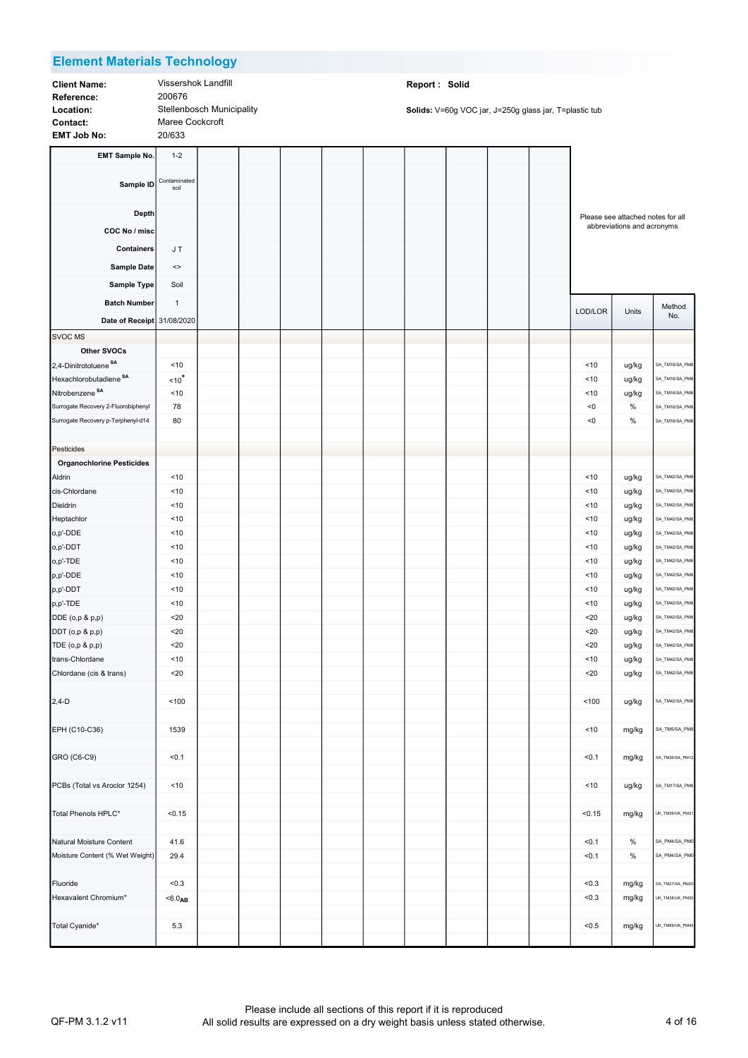## Element Materials Technology

| | | | |
|---|---|---|---|
| **Client Name:** | Vissershok Landfill | **Report :** | **Solid** |
| **Reference:** | 200676 | | |
| **Location:** | Stellenbosch Municipality | **Solids:** V=60g VOC jar, J=250g glass jar, T=plastic tub | |
| **Contact:** | Maree Cockcroft | | |
| **EMT Job No:** | 20/633 | | |

Please see attached notes for all abbreviations and acronyms

| EMT Sample No. | 1-2 | | | | | | | | | LOD/LOR | Units | Method No. |
|---|---|---|---|---|---|---|---|---|---|---|---|---|
| Sample ID | Contaminated soil | | | | | | | | | | | |
| Depth | | | | | | | | | | | | |
| COC No / misc | | | | | | | | | | | | |
| Containers | J T | | | | | | | | | | | |
| Sample Date | <> | | | | | | | | | | | |
| Sample Type | Soil | | | | | | | | | | | |
| Batch Number | 1 | | | | | | | | | | | |
| Date of Receipt | 31/08/2020 | | | | | | | | | | | |
| SVOC MS | | | | | | | | | | | | |
| **Other SVOCs** | | | | | | | | | | | | |
| 2,4-Dinitrotoluene [SA] | <10 | | | | | | | | | <10 | ug/kg | SA_TM16/SA_PM8 |
| Hexachlorobutadiene [SA] | <10[#] | | | | | | | | | <10 | ug/kg | SA_TM16/SA_PM8 |
| Nitrobenzene [SA] | <10 | | | | | | | | | <10 | ug/kg | SA_TM16/SA_PM8 |
| Surrogate Recovery 2-Fluorobiphenyl | 78 | | | | | | | | | <0 | % | SA_TM16/SA_PM8 |
| Surrogate Recovery p-Terphenyl-d14 | 80 | | | | | | | | | <0 | % | SA_TM16/SA_PM8 |
| | | | | | | | | | | | | |
| Pesticides | | | | | | | | | | | | |
| **Organochlorine Pesticides** | | | | | | | | | | | | |
| Aldrin | <10 | | | | | | | | | <10 | ug/kg | SA_TM42/SA_PM8 |
| cis-Chlordane | <10 | | | | | | | | | <10 | ug/kg | SA_TM42/SA_PM8 |
| Dieldrin | <10 | | | | | | | | | <10 | ug/kg | SA_TM42/SA_PM8 |
| Heptachlor | <10 | | | | | | | | | <10 | ug/kg | SA_TM42/SA_PM8 |
| o,p'-DDE | <10 | | | | | | | | | <10 | ug/kg | SA_TM42/SA_PM8 |
| o,p'-DDT | <10 | | | | | | | | | <10 | ug/kg | SA_TM42/SA_PM8 |
| o,p'-TDE | <10 | | | | | | | | | <10 | ug/kg | SA_TM42/SA_PM8 |
| p,p'-DDE | <10 | | | | | | | | | <10 | ug/kg | SA_TM42/SA_PM8 |
| p,p'-DDT | <10 | | | | | | | | | <10 | ug/kg | SA_TM42/SA_PM8 |
| p,p'-TDE | <10 | | | | | | | | | <10 | ug/kg | SA_TM42/SA_PM8 |
| DDE (o,p & p,p) | <20 | | | | | | | | | <20 | ug/kg | SA_TM42/SA_PM8 |
| DDT (o,p & p,p) | <20 | | | | | | | | | <20 | ug/kg | SA_TM42/SA_PM8 |
| TDE (o,p & p,p) | <20 | | | | | | | | | <20 | ug/kg | SA_TM42/SA_PM8 |
| trans-Chlordane | <10 | | | | | | | | | <10 | ug/kg | SA_TM42/SA_PM8 |
| Chlordane (cis & trans) | <20 | | | | | | | | | <20 | ug/kg | SA_TM42/SA_PM8 |
| | | | | | | | | | | | | |
| 2,4-D | <100 | | | | | | | | | <100 | ug/kg | SA_TM42/SA_PM8 |
| | | | | | | | | | | | | |
| EPH (C10-C36) | 1539 | | | | | | | | | <10 | mg/kg | SA_TM5/SA_PM8 |
| | | | | | | | | | | | | |
| GRO (C6-C9) | <0.1 | | | | | | | | | <0.1 | mg/kg | SA_TM36/SA_PM12 |
| | | | | | | | | | | | | |
| PCBs (Total vs Aroclor 1254) | <10 | | | | | | | | | <10 | ug/kg | SA_TM17/SA_PM8 |
| | | | | | | | | | | | | |
| Total Phenols HPLC* | <0.15 | | | | | | | | | <0.15 | mg/kg | UK_TM26/UK_PM21 |
| | | | | | | | | | | | | |
| Natural Moisture Content | 41.6 | | | | | | | | | <0.1 | % | SA_PM4/SA_PM0 |
| Moisture Content (% Wet Weight) | 29.4 | | | | | | | | | <0.1 | % | SA_PM4/SA_PM0 |
| | | | | | | | | | | | | |
| Fluoride | <0.3 | | | | | | | | | <0.3 | mg/kg | SA_TM27/SA_PM20 |
| Hexavalent Chromium* | $<6.0_{AB}$ | | | | | | | | | <0.3 | mg/kg | UK_TM38/UK_PM20 |
| | | | | | | | | | | | | |
| Total Cyanide* | 5.3 | | | | | | | | | <0.5 | mg/kg | UK_TM89/UK_PM45 |

QF-PM 3.1.2 v11

Please include all sections of this report if it is reproduced
All solid results are expressed on a dry weight basis unless stated otherwise.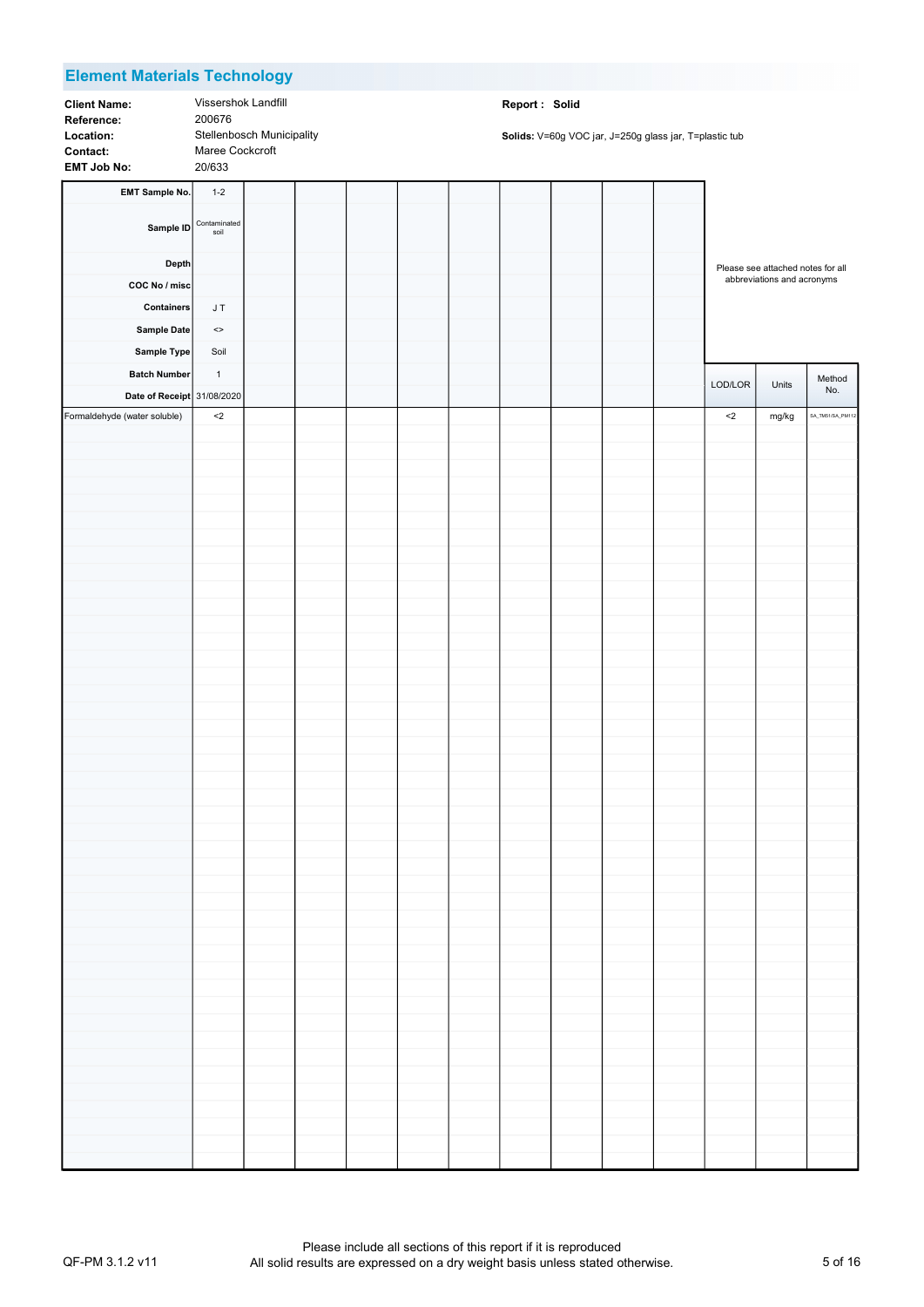## Element Materials Technology

**Client Name:** Vissershok Landfill
**Reference:** 200676
**Location:** Stellenbosch Municipality
**Contact:** Maree Cockcroft
**EMT Job No:** 20/633

**Report :** Solid

**Solids:** V=60g VOC jar, J=250g glass jar, T=plastic tub

Please see attached notes for all abbreviations and acronyms

| EMT Sample No. | 1-2 | | | | | | | | | | | |
|---|---|---|---|---|---|---|---|---|---|---|---|---|
| Sample ID | Contaminated soil | | | | | | | | | | | |
| Depth | | | | | | | | | | | | |
| COC No / misc | | | | | | | | | | | | |
| Containers | J T | | | | | | | | | | | |
| Sample Date | <> | | | | | | | | | | | |
| Sample Type | Soil | | | | | | | | | | | |
| Batch Number | 1 | | | | | | | | | | | |
| Date of Receipt | 31/08/2020 | | | | | | | | | | | |
| | | | | | | | | | | LOD/LOR | Units | Method No. |
| Formaldehyde (water soluble) | <2 | | | | | | | | | <2 | mg/kg | SA_TM51/SA_PM112 |

QF-PM 3.1.2 v11

Please include all sections of this report if it is reproduced
All solid results are expressed on a dry weight basis unless stated otherwise.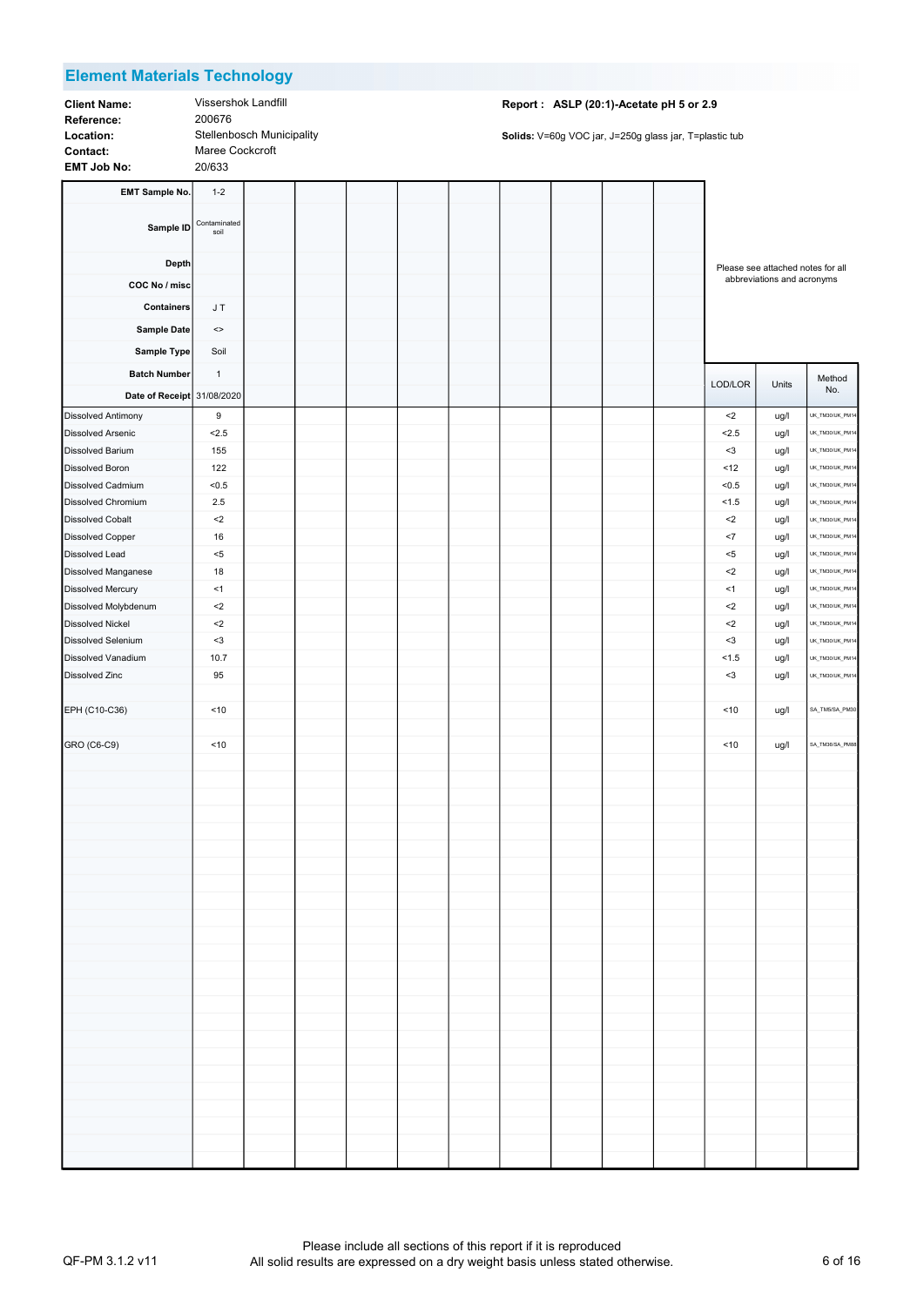## Element Materials Technology

**Client Name:** Vissershok Landfill
**Reference:** 200676
**Location:** Stellenbosch Municipality
**Contact:** Maree Cockcroft
**EMT Job No:** 20/633

**Report : ASLP (20:1)-Acetate pH 5 or 2.9**

**Solids:** V=60g VOC jar, J=250g glass jar, T=plastic tub

Please see attached notes for all abbreviations and acronyms

| | | | | |
|---|---|---|---|---|
| **EMT Sample No.** | 1-2 | | | |
| **Sample ID** | Contaminated soil | | | |
| **Depth** | | | | |
| **COC No / misc** | | | | |
| **Containers** | J T | | | |
| **Sample Date** | <> | | | |
| **Sample Type** | Soil | | | |
| **Batch Number** | 1 | | | |
| **Date of Receipt** | 31/08/2020 | LOD/LOR | Units | Method No. |
| Dissolved Antimony | 9 | <2 | ug/l | UK_TM30/UK_PM14 |
| Dissolved Arsenic | <2.5 | <2.5 | ug/l | UK_TM30/UK_PM14 |
| Dissolved Barium | 155 | <3 | ug/l | UK_TM30/UK_PM14 |
| Dissolved Boron | 122 | <12 | ug/l | UK_TM30/UK_PM14 |
| Dissolved Cadmium | <0.5 | <0.5 | ug/l | UK_TM30/UK_PM14 |
| Dissolved Chromium | 2.5 | <1.5 | ug/l | UK_TM30/UK_PM14 |
| Dissolved Cobalt | <2 | <2 | ug/l | UK_TM30/UK_PM14 |
| Dissolved Copper | 16 | <7 | ug/l | UK_TM30/UK_PM14 |
| Dissolved Lead | <5 | <5 | ug/l | UK_TM30/UK_PM14 |
| Dissolved Manganese | 18 | <2 | ug/l | UK_TM30/UK_PM14 |
| Dissolved Mercury | <1 | <1 | ug/l | UK_TM30/UK_PM14 |
| Dissolved Molybdenum | <2 | <2 | ug/l | UK_TM30/UK_PM14 |
| Dissolved Nickel | <2 | <2 | ug/l | UK_TM30/UK_PM14 |
| Dissolved Selenium | <3 | <3 | ug/l | UK_TM30/UK_PM14 |
| Dissolved Vanadium | 10.7 | <1.5 | ug/l | UK_TM30/UK_PM14 |
| Dissolved Zinc | 95 | <3 | ug/l | UK_TM30/UK_PM14 |
| EPH (C10-C36) | <10 | <10 | ug/l | SA_TM5/SA_PM30 |
| GRO (C6-C9) | <10 | <10 | ug/l | SA_TM36/SA_PM88 |

QF-PM 3.1.2 v11

Please include all sections of this report if it is reproduced
All solid results are expressed on a dry weight basis unless stated otherwise.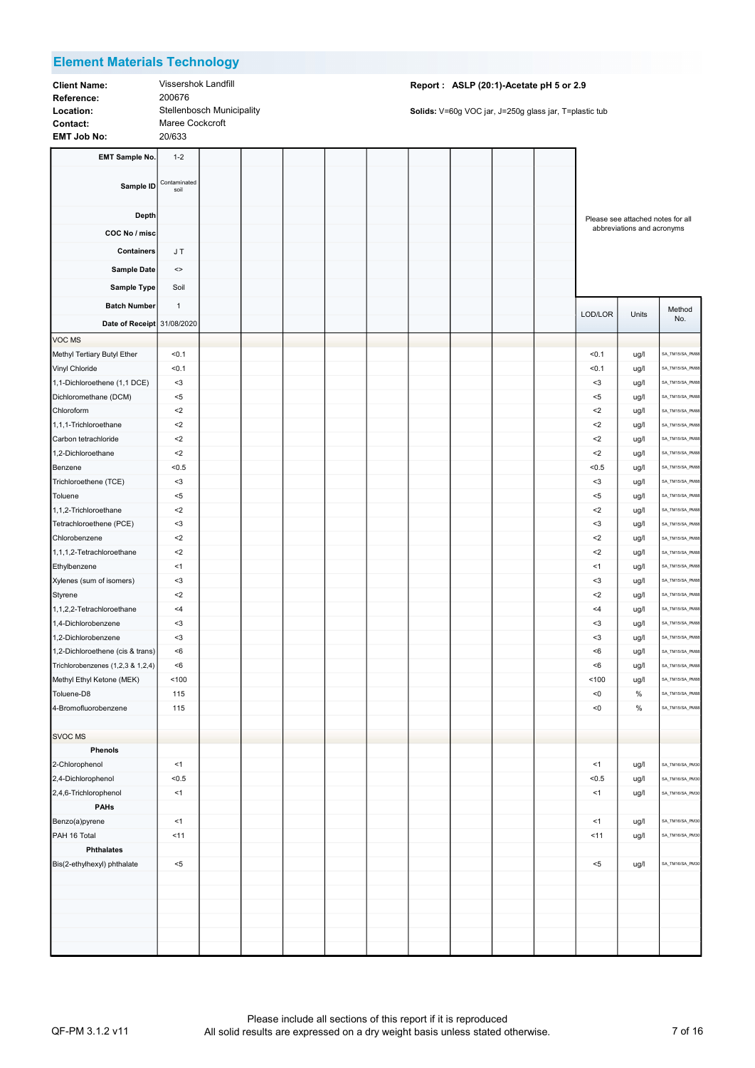## Element Materials Technology

| | | | |
|---|---|---|---|
| **Client Name:** | Vissershok Landfill | **Report :** | **ASLP (20:1)-Acetate pH 5 or 2.9** |
| **Reference:** | 200676 | | |
| **Location:** | Stellenbosch Municipality | **Solids:** | V=60g VOC jar, J=250g glass jar, T=plastic tub |
| **Contact:** | Maree Cockcroft | | |
| **EMT Job No:** | 20/633 | | |

Please see attached notes for all abbreviations and acronyms

| EMT Sample No. | 1-2 | | | | | | | | | LOD/LOR | Units | Method No. |
|---|---|---|---|---|---|---|---|---|---|---|---|---|
| Sample ID | Contaminated soil | | | | | | | | | | | |
| Depth | | | | | | | | | | | | |
| COC No / misc | | | | | | | | | | | | |
| Containers | J T | | | | | | | | | | | |
| Sample Date | <> | | | | | | | | | | | |
| Sample Type | Soil | | | | | | | | | | | |
| Batch Number | 1 | | | | | | | | | | | |
| Date of Receipt | 31/08/2020 | | | | | | | | | | | |
| VOC MS | | | | | | | | | | | | |
| Methyl Tertiary Butyl Ether | <0.1 | | | | | | | | | <0.1 | ug/l | SA_TM15/SA_PM88 |
| Vinyl Chloride | <0.1 | | | | | | | | | <0.1 | ug/l | SA_TM15/SA_PM88 |
| 1,1-Dichloroethene (1,1 DCE) | <3 | | | | | | | | | <3 | ug/l | SA_TM15/SA_PM88 |
| Dichloromethane (DCM) | <5 | | | | | | | | | <5 | ug/l | SA_TM15/SA_PM88 |
| Chloroform | <2 | | | | | | | | | <2 | ug/l | SA_TM15/SA_PM88 |
| 1,1,1-Trichloroethane | <2 | | | | | | | | | <2 | ug/l | SA_TM15/SA_PM88 |
| Carbon tetrachloride | <2 | | | | | | | | | <2 | ug/l | SA_TM15/SA_PM88 |
| 1,2-Dichloroethane | <2 | | | | | | | | | <2 | ug/l | SA_TM15/SA_PM88 |
| Benzene | <0.5 | | | | | | | | | <0.5 | ug/l | SA_TM15/SA_PM88 |
| Trichloroethene (TCE) | <3 | | | | | | | | | <3 | ug/l | SA_TM15/SA_PM88 |
| Toluene | <5 | | | | | | | | | <5 | ug/l | SA_TM15/SA_PM88 |
| 1,1,2-Trichloroethane | <2 | | | | | | | | | <2 | ug/l | SA_TM15/SA_PM88 |
| Tetrachloroethene (PCE) | <3 | | | | | | | | | <3 | ug/l | SA_TM15/SA_PM88 |
| Chlorobenzene | <2 | | | | | | | | | <2 | ug/l | SA_TM15/SA_PM88 |
| 1,1,1,2-Tetrachloroethane | <2 | | | | | | | | | <2 | ug/l | SA_TM15/SA_PM88 |
| Ethylbenzene | <1 | | | | | | | | | <1 | ug/l | SA_TM15/SA_PM88 |
| Xylenes (sum of isomers) | <3 | | | | | | | | | <3 | ug/l | SA_TM15/SA_PM88 |
| Styrene | <2 | | | | | | | | | <2 | ug/l | SA_TM15/SA_PM88 |
| 1,1,2,2-Tetrachloroethane | <4 | | | | | | | | | <4 | ug/l | SA_TM15/SA_PM88 |
| 1,4-Dichlorobenzene | <3 | | | | | | | | | <3 | ug/l | SA_TM15/SA_PM88 |
| 1,2-Dichlorobenzene | <3 | | | | | | | | | <3 | ug/l | SA_TM15/SA_PM88 |
| 1,2-Dichloroethene (cis & trans) | <6 | | | | | | | | | <6 | ug/l | SA_TM15/SA_PM88 |
| Trichlorobenzenes (1,2,3 & 1,2,4) | <6 | | | | | | | | | <6 | ug/l | SA_TM15/SA_PM88 |
| Methyl Ethyl Ketone (MEK) | <100 | | | | | | | | | <100 | ug/l | SA_TM15/SA_PM88 |
| Toluene-D8 | 115 | | | | | | | | | <0 | % | SA_TM15/SA_PM88 |
| 4-Bromofluorobenzene | 115 | | | | | | | | | <0 | % | SA_TM15/SA_PM88 |
| SVOC MS | | | | | | | | | | | | |
| **Phenols** | | | | | | | | | | | | |
| 2-Chlorophenol | <1 | | | | | | | | | <1 | ug/l | SA_TM16/SA_PM30 |
| 2,4-Dichlorophenol | <0.5 | | | | | | | | | <0.5 | ug/l | SA_TM16/SA_PM30 |
| 2,4,6-Trichlorophenol | <1 | | | | | | | | | <1 | ug/l | SA_TM16/SA_PM30 |
| **PAHs** | | | | | | | | | | | | |
| Benzo(a)pyrene | <1 | | | | | | | | | <1 | ug/l | SA_TM16/SA_PM30 |
| PAH 16 Total | <11 | | | | | | | | | <11 | ug/l | SA_TM16/SA_PM30 |
| **Phthalates** | | | | | | | | | | | | |
| Bis(2-ethylhexyl) phthalate | <5 | | | | | | | | | <5 | ug/l | SA_TM16/SA_PM30 |

QF-PM 3.1.2 v11

Please include all sections of this report if it is reproduced
All solid results are expressed on a dry weight basis unless stated otherwise.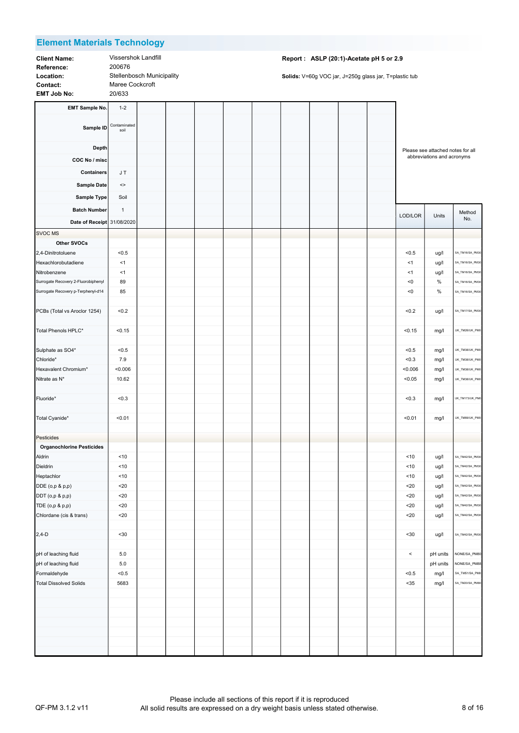## Element Materials Technology

| | | | |
|---|---|---|---|
| **Client Name:** | Vissershok Landfill | **Report :** | **ASLP (20:1)-Acetate pH 5 or 2.9** |
| **Reference:** | 200676 | | |
| **Location:** | Stellenbosch Municipality | **Solids:** | V=60g VOC jar, J=250g glass jar, T=plastic tub |
| **Contact:** | Maree Cockcroft | | |
| **EMT Job No:** | 20/633 | | |

| EMT Sample No. | 1-2 | | | | | | | | | | | |
|---|---|---|---|---|---|---|---|---|---|---|---|---|
| Sample ID | Contaminated soil | | | | | | | | | | | |
| Depth | | | | | | | | | | Please see attached notes for all abbreviations and acronyms | | |
| COC No / misc | | | | | | | | | | | | |
| Containers | J T | | | | | | | | | | | |
| Sample Date | <> | | | | | | | | | | | |
| Sample Type | Soil | | | | | | | | | | | |
| Batch Number | 1 | | | | | | | | | LOD/LOR | Units | Method No. |
| Date of Receipt | 31/08/2020 | | | | | | | | | | | |
| SVOC MS | | | | | | | | | | | | |
| **Other SVOCs** | | | | | | | | | | | | |
| 2,4-Dinitrotoluene | <0.5 | | | | | | | | | <0.5 | ug/l | SA_TM16/SA_PM30 |
| Hexachlorobutadiene | <1 | | | | | | | | | <1 | ug/l | SA_TM16/SA_PM30 |
| Nitrobenzene | <1 | | | | | | | | | <1 | ug/l | SA_TM16/SA_PM30 |
| Surrogate Recovery 2-Fluorobiphenyl | 89 | | | | | | | | | <0 | % | SA_TM16/SA_PM30 |
| Surrogate Recovery p-Terphenyl-d14 | 85 | | | | | | | | | <0 | % | SA_TM16/SA_PM30 |
| PCBs (Total vs Aroclor 1254) | <0.2 | | | | | | | | | <0.2 | ug/l | SA_TM17/SA_PM30 |
| Total Phenols HPLC* | <0.15 | | | | | | | | | <0.15 | mg/l | UK_TM26/UK_PM0 |
| Sulphate as SO4* | <0.5 | | | | | | | | | <0.5 | mg/l | UK_TM38/UK_PM0 |
| Chloride* | 7.9 | | | | | | | | | <0.3 | mg/l | UK_TM38/UK_PM0 |
| Hexavalent Chromium* | <0.006 | | | | | | | | | <0.006 | mg/l | UK_TM38/UK_PM0 |
| Nitrate as N* | 10.62 | | | | | | | | | <0.05 | mg/l | UK_TM38/UK_PM0 |
| Fluoride* | <0.3 | | | | | | | | | <0.3 | mg/l | UK_TM173/UK_PM0 |
| Total Cyanide* | <0.01 | | | | | | | | | <0.01 | mg/l | UK_TM89/UK_PM0 |
| Pesticides | | | | | | | | | | | | |
| **Organochlorine Pesticides** | | | | | | | | | | | | |
| Aldrin | <10 | | | | | | | | | <10 | ug/l | SA_TM42/SA_PM30 |
| Dieldrin | <10 | | | | | | | | | <10 | ug/l | SA_TM42/SA_PM30 |
| Heptachlor | <10 | | | | | | | | | <10 | ug/l | SA_TM42/SA_PM30 |
| DDE (o,p & p,p) | <20 | | | | | | | | | <20 | ug/l | SA_TM42/SA_PM30 |
| DDT (o,p & p,p) | <20 | | | | | | | | | <20 | ug/l | SA_TM42/SA_PM30 |
| TDE (o,p & p,p) | <20 | | | | | | | | | <20 | ug/l | SA_TM42/SA_PM30 |
| Chlordane (cis & trans) | <20 | | | | | | | | | <20 | ug/l | SA_TM42/SA_PM30 |
| 2,4-D | <30 | | | | | | | | | <30 | ug/l | SA_TM42/SA_PM30 |
| pH of leaching fluid | 5.0 | | | | | | | | | < | pH units | NONE/SA_PM80 |
| pH of leaching fluid | 5.0 | | | | | | | | | | pH units | NONE/SA_PM88 |
| Formaldehyde | <0.5 | | | | | | | | | <0.5 | mg/l | SA_TM51/SA_PM0 |
| Total Dissolved Solids | 5683 | | | | | | | | | <35 | mg/l | SA_TM20/SA_PM80 |

QF-PM 3.1.2 v11

Please include all sections of this report if it is reproduced
All solid results are expressed on a dry weight basis unless stated otherwise.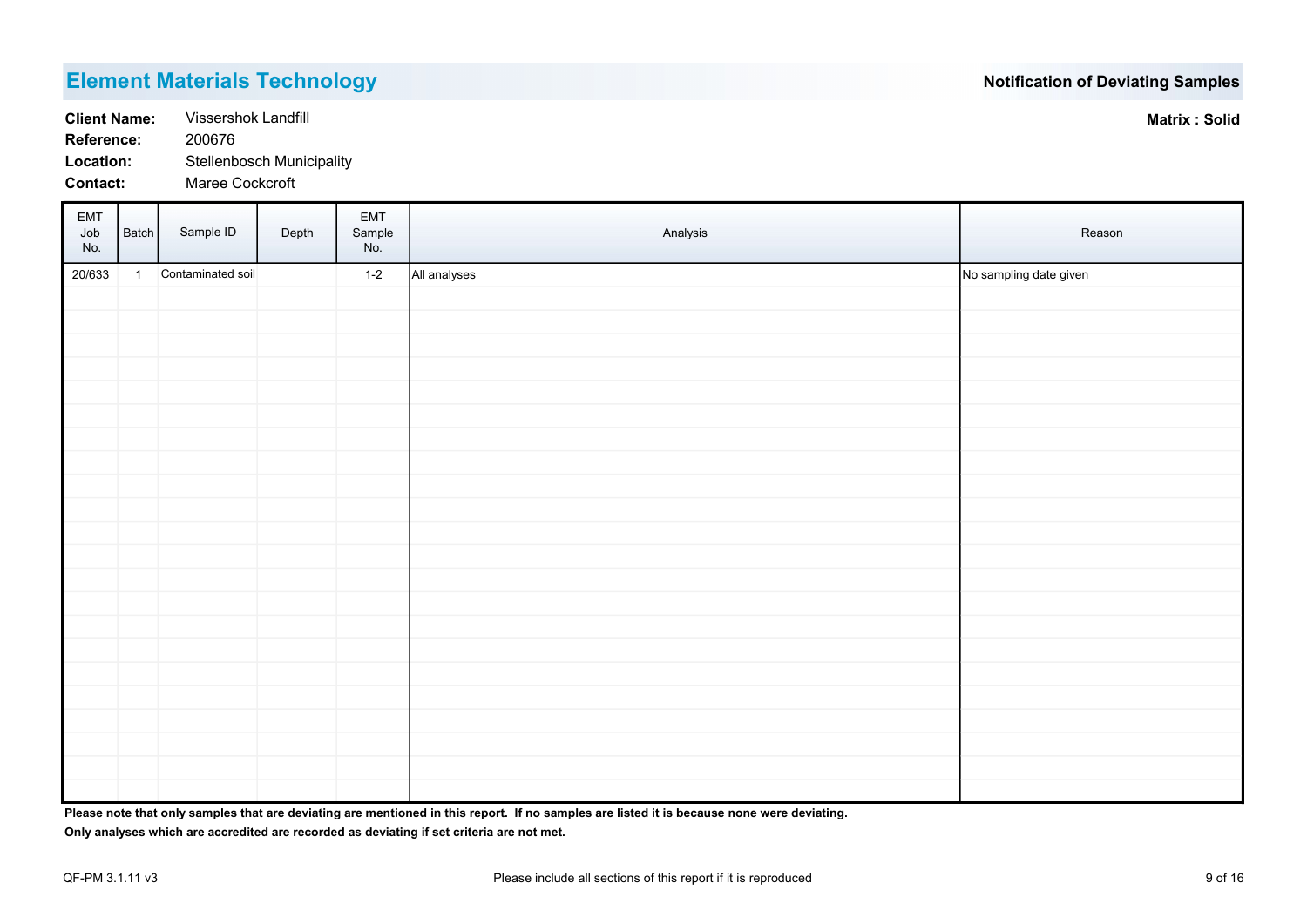## Element Materials Technology

**Notification of Deviating Samples**

**Client Name:** Vissershok Landfill

**Reference:** 200676

**Location:** Stellenbosch Municipality

**Contact:** Maree Cockcroft

**Matrix : Solid**

| EMT Job No. | Batch | Sample ID | Depth | EMT Sample No. | Analysis | Reason |
|---|---|---|---|---|---|---|
| 20/633 | 1 | Contaminated soil | | 1-2 | All analyses | No sampling date given |

**Please note that only samples that are deviating are mentioned in this report. If no samples are listed it is because none were deviating.**

**Only analyses which are accredited are recorded as deviating if set criteria are not met.**

QF-PM 3.1.11 v3

Please include all sections of this report if it is reproduced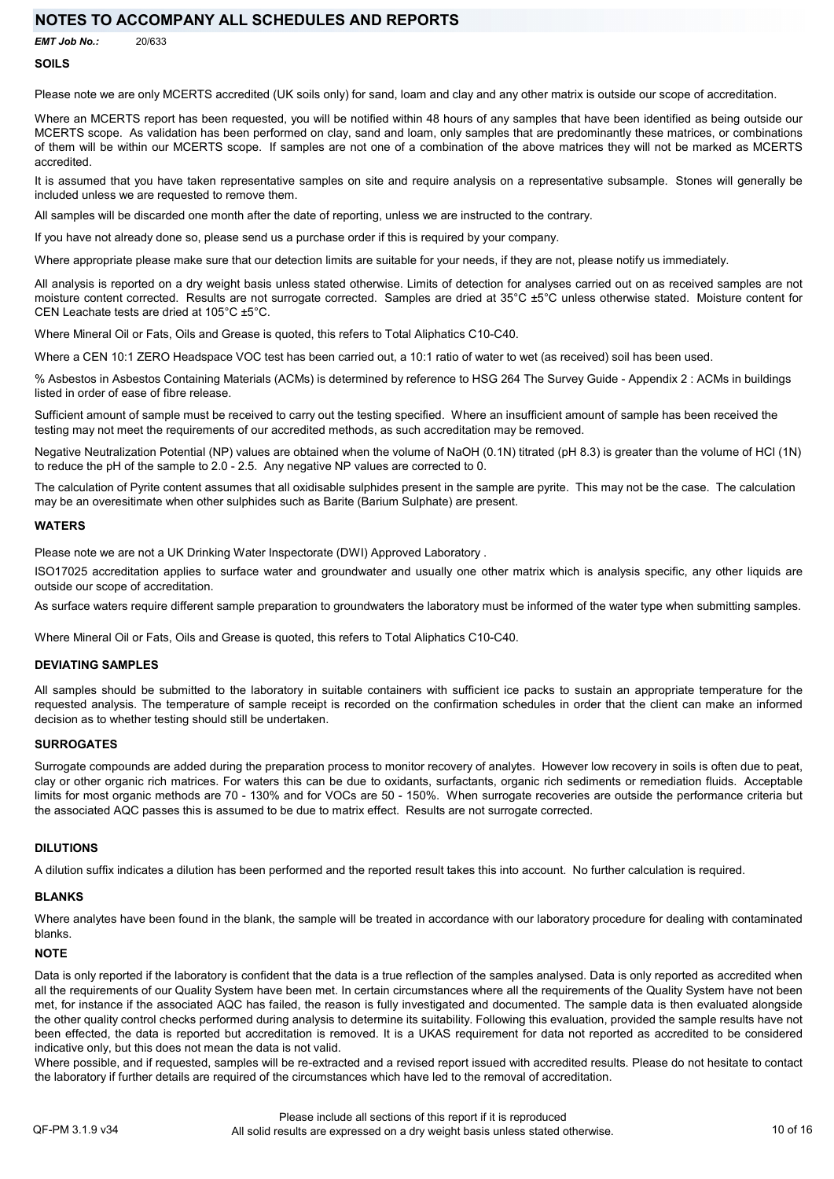## NOTES TO ACCOMPANY ALL SCHEDULES AND REPORTS

***EMT Job No.:*** 20/633

### SOILS

Please note we are only MCERTS accredited (UK soils only) for sand, loam and clay and any other matrix is outside our scope of accreditation.

Where an MCERTS report has been requested, you will be notified within 48 hours of any samples that have been identified as being outside our MCERTS scope. As validation has been performed on clay, sand and loam, only samples that are predominantly these matrices, or combinations of them will be within our MCERTS scope. If samples are not one of a combination of the above matrices they will not be marked as MCERTS accredited.

It is assumed that you have taken representative samples on site and require analysis on a representative subsample. Stones will generally be included unless we are requested to remove them.

All samples will be discarded one month after the date of reporting, unless we are instructed to the contrary.

If you have not already done so, please send us a purchase order if this is required by your company.

Where appropriate please make sure that our detection limits are suitable for your needs, if they are not, please notify us immediately.

All analysis is reported on a dry weight basis unless stated otherwise. Limits of detection for analyses carried out on as received samples are not moisture content corrected. Results are not surrogate corrected. Samples are dried at 35°C ±5°C unless otherwise stated. Moisture content for CEN Leachate tests are dried at 105°C ±5°C.

Where Mineral Oil or Fats, Oils and Grease is quoted, this refers to Total Aliphatics C10-C40.

Where a CEN 10:1 ZERO Headspace VOC test has been carried out, a 10:1 ratio of water to wet (as received) soil has been used.

% Asbestos in Asbestos Containing Materials (ACMs) is determined by reference to HSG 264 The Survey Guide - Appendix 2 : ACMs in buildings listed in order of ease of fibre release.

Sufficient amount of sample must be received to carry out the testing specified. Where an insufficient amount of sample has been received the testing may not meet the requirements of our accredited methods, as such accreditation may be removed.

Negative Neutralization Potential (NP) values are obtained when the volume of NaOH (0.1N) titrated (pH 8.3) is greater than the volume of HCl (1N) to reduce the pH of the sample to 2.0 - 2.5. Any negative NP values are corrected to 0.

The calculation of Pyrite content assumes that all oxidisable sulphides present in the sample are pyrite. This may not be the case. The calculation may be an overesitimate when other sulphides such as Barite (Barium Sulphate) are present.

### WATERS

Please note we are not a UK Drinking Water Inspectorate (DWI) Approved Laboratory .

ISO17025 accreditation applies to surface water and groundwater and usually one other matrix which is analysis specific, any other liquids are outside our scope of accreditation.

As surface waters require different sample preparation to groundwaters the laboratory must be informed of the water type when submitting samples.

Where Mineral Oil or Fats, Oils and Grease is quoted, this refers to Total Aliphatics C10-C40.

### DEVIATING SAMPLES

All samples should be submitted to the laboratory in suitable containers with sufficient ice packs to sustain an appropriate temperature for the requested analysis. The temperature of sample receipt is recorded on the confirmation schedules in order that the client can make an informed decision as to whether testing should still be undertaken.

### SURROGATES

Surrogate compounds are added during the preparation process to monitor recovery of analytes. However low recovery in soils is often due to peat, clay or other organic rich matrices. For waters this can be due to oxidants, surfactants, organic rich sediments or remediation fluids. Acceptable limits for most organic methods are 70 - 130% and for VOCs are 50 - 150%. When surrogate recoveries are outside the performance criteria but the associated AQC passes this is assumed to be due to matrix effect. Results are not surrogate corrected.

### DILUTIONS

A dilution suffix indicates a dilution has been performed and the reported result takes this into account. No further calculation is required.

### BLANKS

Where analytes have been found in the blank, the sample will be treated in accordance with our laboratory procedure for dealing with contaminated blanks.

### NOTE

Data is only reported if the laboratory is confident that the data is a true reflection of the samples analysed. Data is only reported as accredited when all the requirements of our Quality System have been met. In certain circumstances where all the requirements of the Quality System have not been met, for instance if the associated AQC has failed, the reason is fully investigated and documented. The sample data is then evaluated alongside the other quality control checks performed during analysis to determine its suitability. Following this evaluation, provided the sample results have not been effected, the data is reported but accreditation is removed. It is a UKAS requirement for data not reported as accredited to be considered indicative only, but this does not mean the data is not valid.

Where possible, and if requested, samples will be re-extracted and a revised report issued with accredited results. Please do not hesitate to contact the laboratory if further details are required of the circumstances which have led to the removal of accreditation.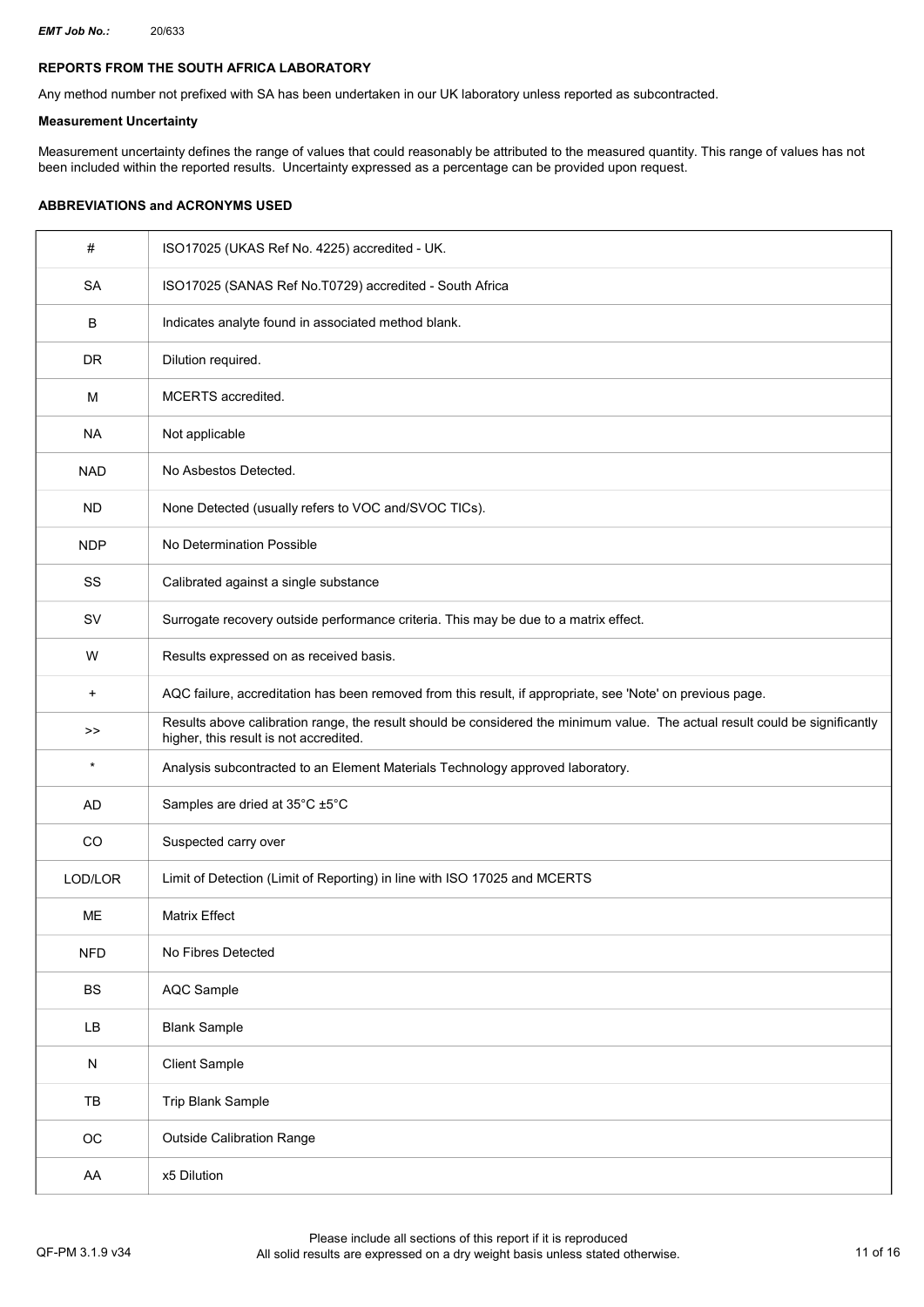**EMT Job No.:** 20/633

**REPORTS FROM THE SOUTH AFRICA LABORATORY**

Any method number not prefixed with SA has been undertaken in our UK laboratory unless reported as subcontracted.

**Measurement Uncertainty**

Measurement uncertainty defines the range of values that could reasonably be attributed to the measured quantity. This range of values has not been included within the reported results. Uncertainty expressed as a percentage can be provided upon request.

**ABBREVIATIONS and ACRONYMS USED**

| | |
|---|---|
| # | ISO17025 (UKAS Ref No. 4225) accredited - UK. |
| SA | ISO17025 (SANAS Ref No.T0729) accredited - South Africa |
| B | Indicates analyte found in associated method blank. |
| DR | Dilution required. |
| M | MCERTS accredited. |
| NA | Not applicable |
| NAD | No Asbestos Detected. |
| ND | None Detected (usually refers to VOC and/SVOC TICs). |
| NDP | No Determination Possible |
| SS | Calibrated against a single substance |
| SV | Surrogate recovery outside performance criteria. This may be due to a matrix effect. |
| W | Results expressed on as received basis. |
| + | AQC failure, accreditation has been removed from this result, if appropriate, see 'Note' on previous page. |
| >> | Results above calibration range, the result should be considered the minimum value. The actual result could be significantly higher, this result is not accredited. |
| * | Analysis subcontracted to an Element Materials Technology approved laboratory. |
| AD | Samples are dried at 35°C ±5°C |
| CO | Suspected carry over |
| LOD/LOR | Limit of Detection (Limit of Reporting) in line with ISO 17025 and MCERTS |
| ME | Matrix Effect |
| NFD | No Fibres Detected |
| BS | AQC Sample |
| LB | Blank Sample |
| N | Client Sample |
| TB | Trip Blank Sample |
| OC | Outside Calibration Range |
| AA | x5 Dilution |

Please include all sections of this report if it is reproduced
All solid results are expressed on a dry weight basis unless stated otherwise.

QF-PM 3.1.9 v34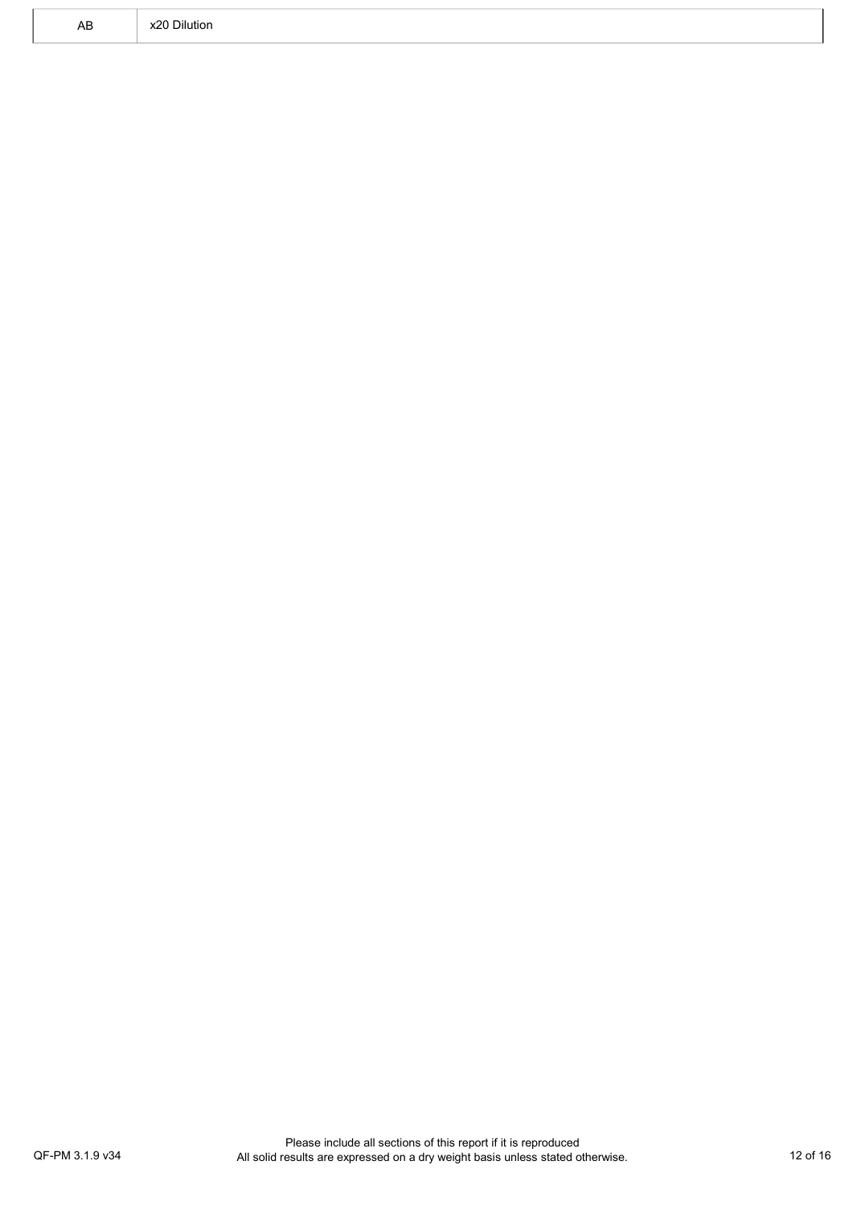| | |
|---|---|
| AB | x20 Dilution |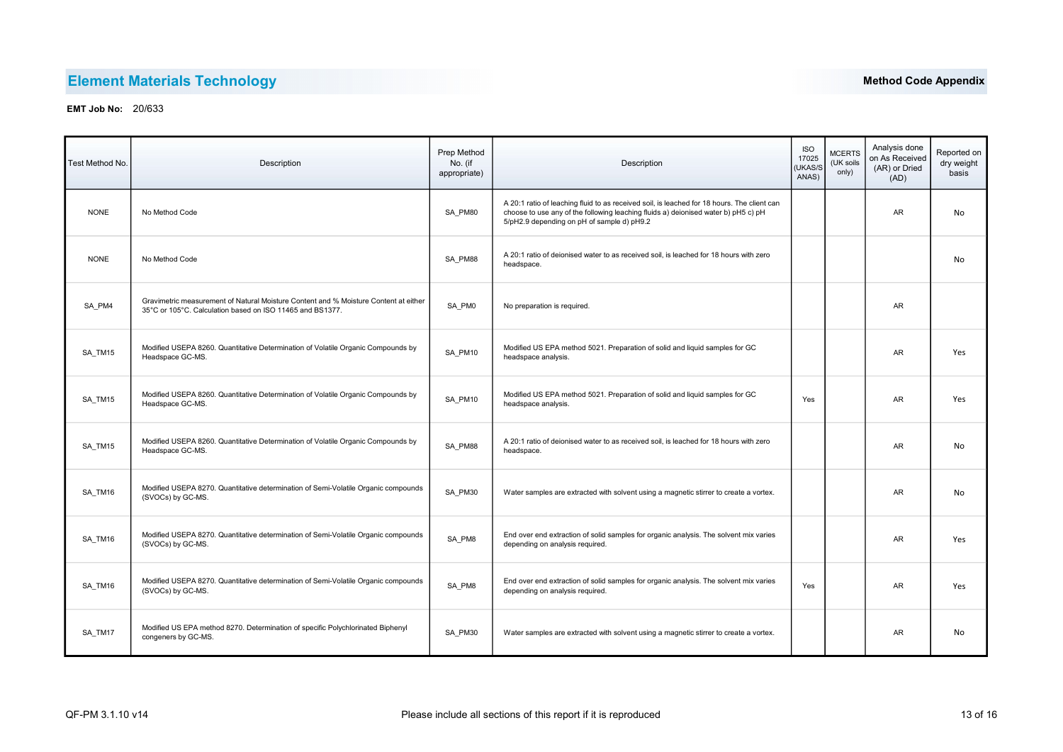# Element Materials Technology

**Method Code Appendix**

**EMT Job No:** 20/633

| Test Method No. | Description | Prep Method No. (if appropriate) | Description | ISO 17025 (UKAS/SANAS) | MCERTS (UK soils only) | Analysis done on As Received (AR) or Dried (AD) | Reported on dry weight basis |
|---|---|---|---|---|---|---|---|
| NONE | No Method Code | SA_PM80 | A 20:1 ratio of leaching fluid to as received soil, is leached for 18 hours. The client can choose to use any of the following leaching fluids a) deionised water b) pH5 c) pH 5/pH2.9 depending on pH of sample d) pH9.2 | | | AR | No |
| NONE | No Method Code | SA_PM88 | A 20:1 ratio of deionised water to as received soil, is leached for 18 hours with zero headspace. | | | | No |
| SA_PM4 | Gravimetric measurement of Natural Moisture Content and % Moisture Content at either 35°C or 105°C. Calculation based on ISO 11465 and BS1377. | SA_PM0 | No preparation is required. | | | AR | |
| SA_TM15 | Modified USEPA 8260. Quantitative Determination of Volatile Organic Compounds by Headspace GC-MS. | SA_PM10 | Modified US EPA method 5021. Preparation of solid and liquid samples for GC headspace analysis. | | | AR | Yes |
| SA_TM15 | Modified USEPA 8260. Quantitative Determination of Volatile Organic Compounds by Headspace GC-MS. | SA_PM10 | Modified US EPA method 5021. Preparation of solid and liquid samples for GC headspace analysis. | Yes | | AR | Yes |
| SA_TM15 | Modified USEPA 8260. Quantitative Determination of Volatile Organic Compounds by Headspace GC-MS. | SA_PM88 | A 20:1 ratio of deionised water to as received soil, is leached for 18 hours with zero headspace. | | | AR | No |
| SA_TM16 | Modified USEPA 8270. Quantitative determination of Semi-Volatile Organic compounds (SVOCs) by GC-MS. | SA_PM30 | Water samples are extracted with solvent using a magnetic stirrer to create a vortex. | | | AR | No |
| SA_TM16 | Modified USEPA 8270. Quantitative determination of Semi-Volatile Organic compounds (SVOCs) by GC-MS. | SA_PM8 | End over end extraction of solid samples for organic analysis. The solvent mix varies depending on analysis required. | | | AR | Yes |
| SA_TM16 | Modified USEPA 8270. Quantitative determination of Semi-Volatile Organic compounds (SVOCs) by GC-MS. | SA_PM8 | End over end extraction of solid samples for organic analysis. The solvent mix varies depending on analysis required. | Yes | | AR | Yes |
| SA_TM17 | Modified US EPA method 8270. Determination of specific Polychlorinated Biphenyl congeners by GC-MS. | SA_PM30 | Water samples are extracted with solvent using a magnetic stirrer to create a vortex. | | | AR | No |

QF-PM 3.1.10 v14 Please include all sections of this report if it is reproduced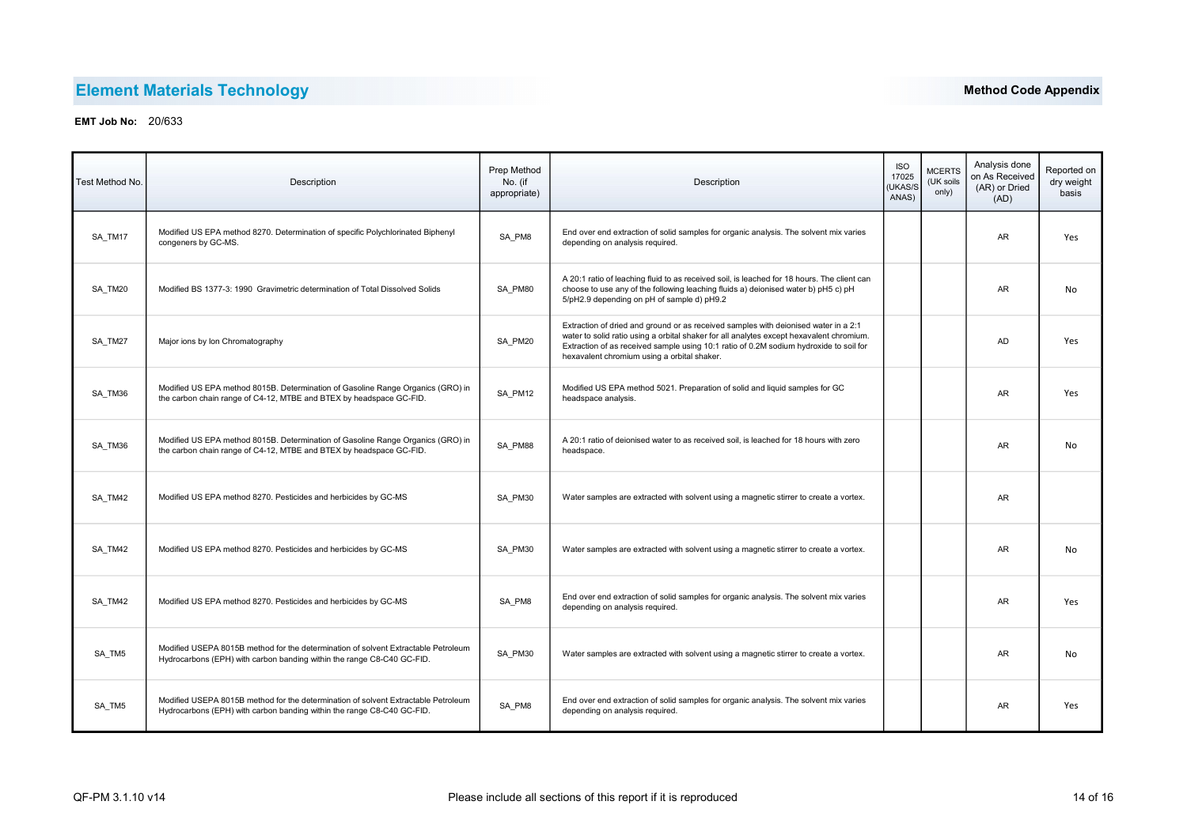**Element Materials Technology** **Method Code Appendix**

**EMT Job No:** 20/633

| Test Method No. | Description | Prep Method No. (if appropriate) | Description | ISO 17025 (UKAS/SANAS) | MCERTS (UK soils only) | Analysis done on As Received (AR) or Dried (AD) | Reported on dry weight basis |
|---|---|---|---|---|---|---|---|
| SA_TM17 | Modified US EPA method 8270. Determination of specific Polychlorinated Biphenyl congeners by GC-MS. | SA_PM8 | End over end extraction of solid samples for organic analysis. The solvent mix varies depending on analysis required. | | | AR | Yes |
| SA_TM20 | Modified BS 1377-3: 1990 Gravimetric determination of Total Dissolved Solids | SA_PM80 | A 20:1 ratio of leaching fluid to as received soil, is leached for 18 hours. The client can choose to use any of the following leaching fluids a) deionised water b) pH5 c) pH 5/pH2.9 depending on pH of sample d) pH9.2 | | | AR | No |
| SA_TM27 | Major ions by Ion Chromatography | SA_PM20 | Extraction of dried and ground or as received samples with deionised water in a 2:1 water to solid ratio using a orbital shaker for all analytes except hexavalent chromium. Extraction of as received sample using 10:1 ratio of 0.2M sodium hydroxide to soil for hexavalent chromium using a orbital shaker. | | | AD | Yes |
| SA_TM36 | Modified US EPA method 8015B. Determination of Gasoline Range Organics (GRO) in the carbon chain range of C4-12, MTBE and BTEX by headspace GC-FID. | SA_PM12 | Modified US EPA method 5021. Preparation of solid and liquid samples for GC headspace analysis. | | | AR | Yes |
| SA_TM36 | Modified US EPA method 8015B. Determination of Gasoline Range Organics (GRO) in the carbon chain range of C4-12, MTBE and BTEX by headspace GC-FID. | SA_PM88 | A 20:1 ratio of deionised water to as received soil, is leached for 18 hours with zero headspace. | | | AR | No |
| SA_TM42 | Modified US EPA method 8270. Pesticides and herbicides by GC-MS | SA_PM30 | Water samples are extracted with solvent using a magnetic stirrer to create a vortex. | | | AR | |
| SA_TM42 | Modified US EPA method 8270. Pesticides and herbicides by GC-MS | SA_PM30 | Water samples are extracted with solvent using a magnetic stirrer to create a vortex. | | | AR | No |
| SA_TM42 | Modified US EPA method 8270. Pesticides and herbicides by GC-MS | SA_PM8 | End over end extraction of solid samples for organic analysis. The solvent mix varies depending on analysis required. | | | AR | Yes |
| SA_TM5 | Modified USEPA 8015B method for the determination of solvent Extractable Petroleum Hydrocarbons (EPH) with carbon banding within the range C8-C40 GC-FID. | SA_PM30 | Water samples are extracted with solvent using a magnetic stirrer to create a vortex. | | | AR | No |
| SA_TM5 | Modified USEPA 8015B method for the determination of solvent Extractable Petroleum Hydrocarbons (EPH) with carbon banding within the range C8-C40 GC-FID. | SA_PM8 | End over end extraction of solid samples for organic analysis. The solvent mix varies depending on analysis required. | | | AR | Yes |

QF-PM 3.1.10 v14 Please include all sections of this report if it is reproduced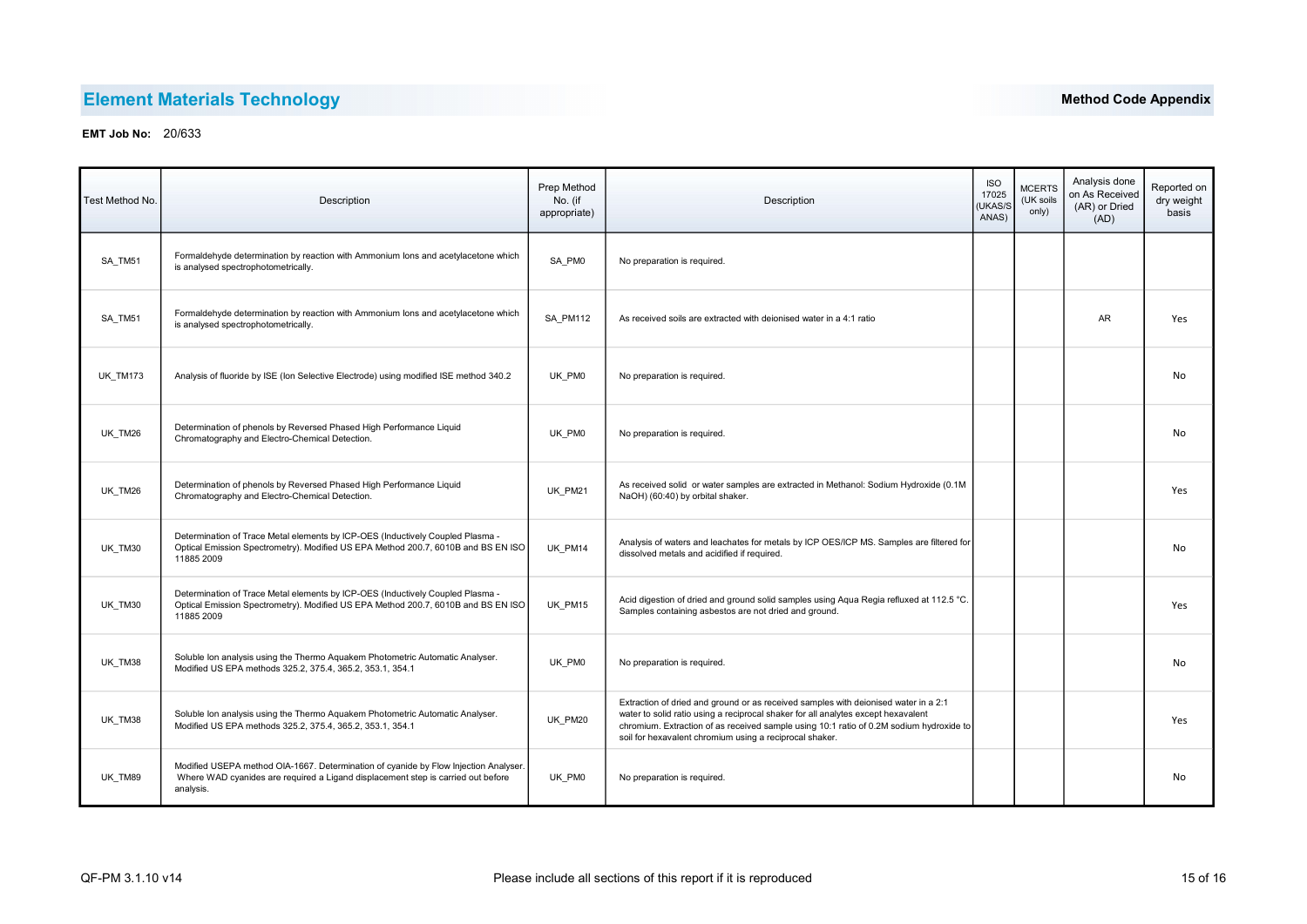## Element Materials Technology

**Method Code Appendix**

**EMT Job No:** 20/633

| Test Method No. | Description | Prep Method No. (if appropriate) | Description | ISO 17025 (UKAS/SANAS) | MCERTS (UK soils only) | Analysis done on As Received (AR) or Dried (AD) | Reported on dry weight basis |
|---|---|---|---|---|---|---|---|
| SA_TM51 | Formaldehyde determination by reaction with Ammonium Ions and acetylacetone which is analysed spectrophotometrically. | SA_PM0 | No preparation is required. | | | | |
| SA_TM51 | Formaldehyde determination by reaction with Ammonium Ions and acetylacetone which is analysed spectrophotometrically. | SA_PM112 | As received soils are extracted with deionised water in a 4:1 ratio | | | AR | Yes |
| UK_TM173 | Analysis of fluoride by ISE (Ion Selective Electrode) using modified ISE method 340.2 | UK_PM0 | No preparation is required. | | | | No |
| UK_TM26 | Determination of phenols by Reversed Phased High Performance Liquid Chromatography and Electro-Chemical Detection. | UK_PM0 | No preparation is required. | | | | No |
| UK_TM26 | Determination of phenols by Reversed Phased High Performance Liquid Chromatography and Electro-Chemical Detection. | UK_PM21 | As received solid or water samples are extracted in Methanol: Sodium Hydroxide (0.1M NaOH) (60:40) by orbital shaker. | | | | Yes |
| UK_TM30 | Determination of Trace Metal elements by ICP-OES (Inductively Coupled Plasma - Optical Emission Spectrometry). Modified US EPA Method 200.7, 6010B and BS EN ISO 11885 2009 | UK_PM14 | Analysis of waters and leachates for metals by ICP OES/ICP MS. Samples are filtered for dissolved metals and acidified if required. | | | | No |
| UK_TM30 | Determination of Trace Metal elements by ICP-OES (Inductively Coupled Plasma - Optical Emission Spectrometry). Modified US EPA Method 200.7, 6010B and BS EN ISO 11885 2009 | UK_PM15 | Acid digestion of dried and ground solid samples using Aqua Regia refluxed at 112.5 °C. Samples containing asbestos are not dried and ground. | | | | Yes |
| UK_TM38 | Soluble Ion analysis using the Thermo Aquakem Photometric Automatic Analyser. Modified US EPA methods 325.2, 375.4, 365.2, 353.1, 354.1 | UK_PM0 | No preparation is required. | | | | No |
| UK_TM38 | Soluble Ion analysis using the Thermo Aquakem Photometric Automatic Analyser. Modified US EPA methods 325.2, 375.4, 365.2, 353.1, 354.1 | UK_PM20 | Extraction of dried and ground or as received samples with deionised water in a 2:1 water to solid ratio using a reciprocal shaker for all analytes except hexavalent chromium. Extraction of as received sample using 10:1 ratio of 0.2M sodium hydroxide to soil for hexavalent chromium using a reciprocal shaker. | | | | Yes |
| UK_TM89 | Modified USEPA method OIA-1667. Determination of cyanide by Flow Injection Analyser. Where WAD cyanides are required a Ligand displacement step is carried out before analysis. | UK_PM0 | No preparation is required. | | | | No |

QF-PM 3.1.10 v14

Please include all sections of this report if it is reproduced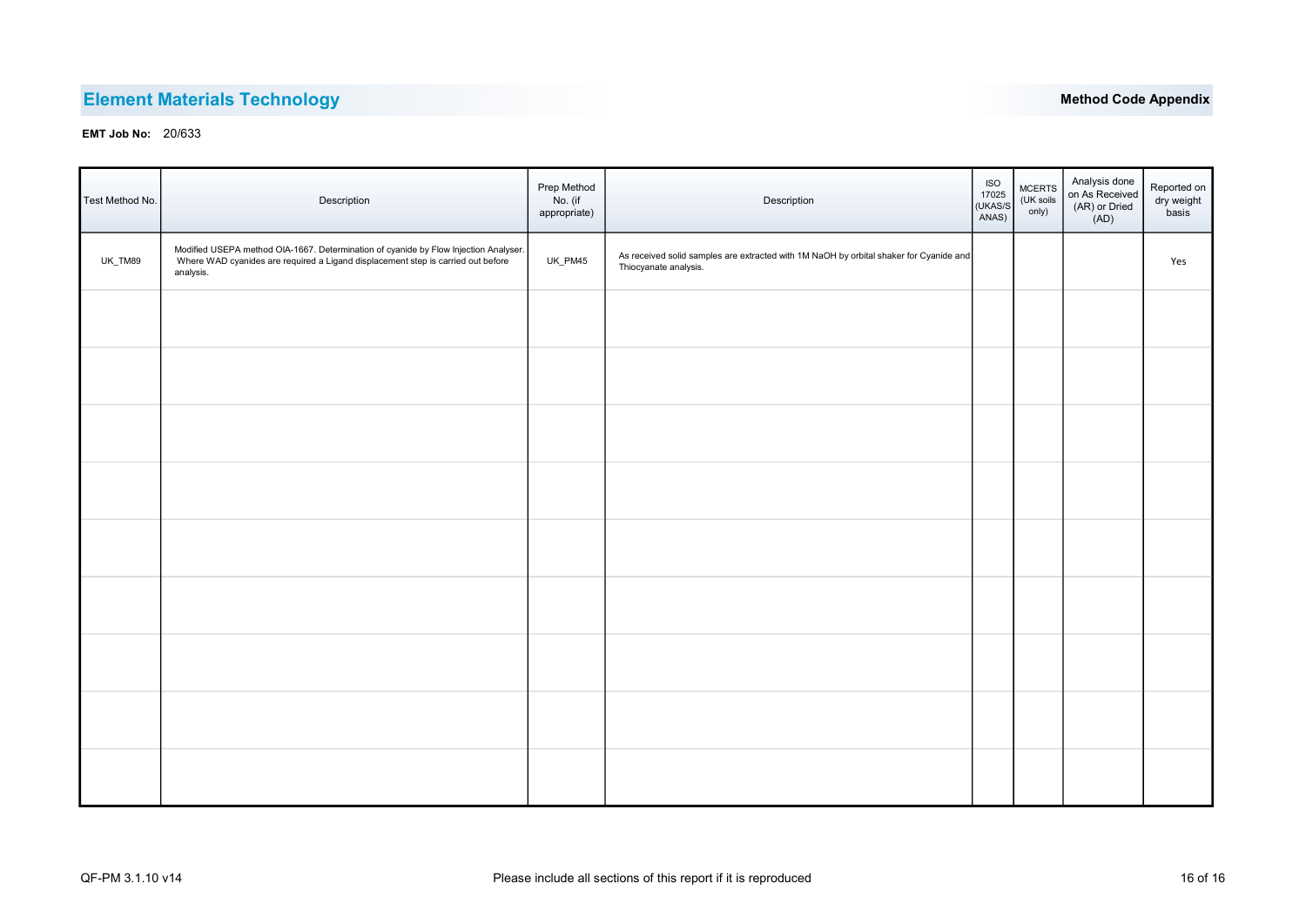# Element Materials Technology

**Method Code Appendix**

**EMT Job No:** 20/633

| Test Method No. | Description | Prep Method No. (if appropriate) | Description | ISO 17025 (UKAS/SANAS) | MCERTS (UK soils only) | Analysis done on As Received (AR) or Dried (AD) | Reported on dry weight basis |
|---|---|---|---|---|---|---|---|
| UK_TM89 | Modified USEPA method OIA-1667. Determination of cyanide by Flow Injection Analyser. Where WAD cyanides are required a Ligand displacement step is carried out before analysis. | UK_PM45 | As received solid samples are extracted with 1M NaOH by orbital shaker for Cyanide and Thiocyanate analysis. | | | | Yes |
| | | | | | | | |
| | | | | | | | |
| | | | | | | | |
| | | | | | | | |
| | | | | | | | |
| | | | | | | | |
| | | | | | | | |
| | | | | | | | |
| | | | | | | | |

QF-PM 3.1.10 v14

Please include all sections of this report if it is reproduced